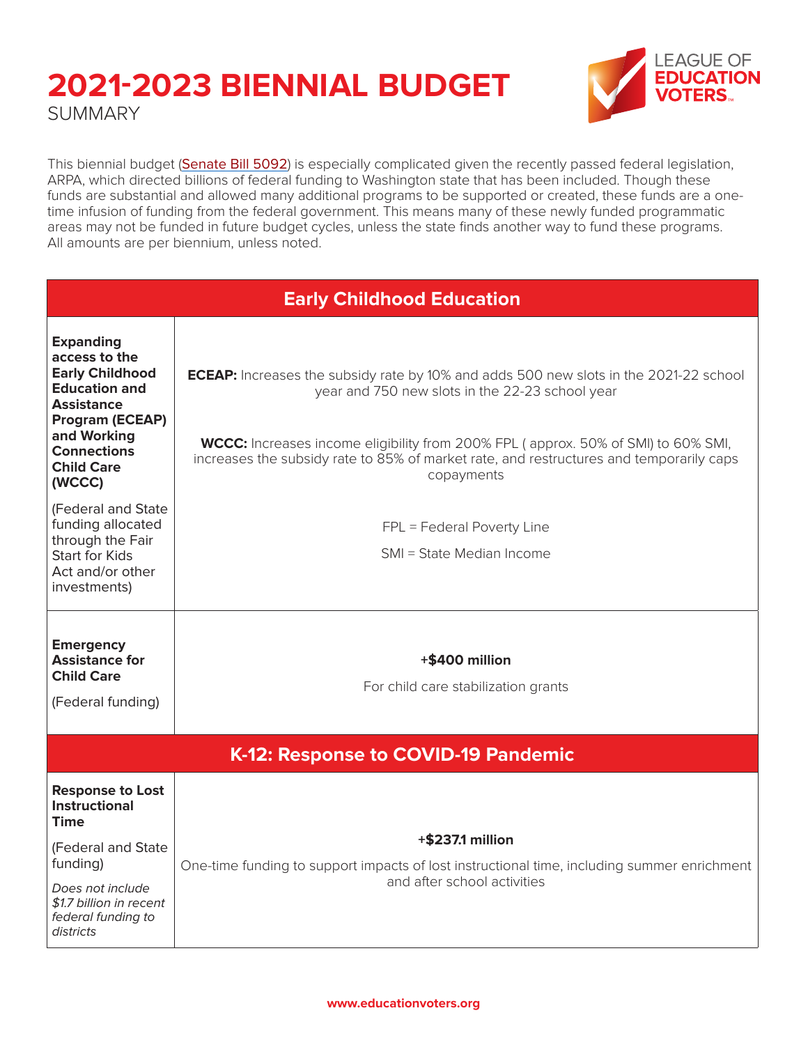# 2021-2023 BIENNIAL BUDGET

SUMMARY

This biennial budget (Senate Bill 5092) is especially complicated given the recently passed federal legislation, ARPA, which directed billions of federal funding to Washington state that has been included. Though these funds are substantial and allowed many additional programs to be supported or created, these funds are a one-time infusion of funding from the federal government. This means many of these newly funded programmatic areas may not be funded in future budget cycles, unless the state finds another way to fund these programs. All amounts are per biennium, unless noted.

| Early Childhood Education | |
|---|---|
| **Expanding access to the Early Childhood Education and Assistance Program (ECEAP) and Working Connections Child Care (WCCC)**<br><br>(Federal and State funding allocated through the Fair Start for Kids Act and/or other investments) | **ECEAP:** Increases the subsidy rate by 10% and adds 500 new slots in the 2021-22 school year and 750 new slots in the 22-23 school year<br><br>**WCCC:** Increases income eligibility from 200% FPL ( approx. 50% of SMI) to 60% SMI, increases the subsidy rate to 85% of market rate, and restructures and temporarily caps copayments<br><br>FPL = Federal Poverty Line<br><br>SMI = State Median Income |
| **Emergency Assistance for Child Care**<br><br>(Federal funding) | **+$400 million**<br><br>For child care stabilization grants |
| **K-12: Response to COVID-19 Pandemic** | |
| **Response to Lost Instructional Time**<br><br>(Federal and State funding)<br><br>*Does not include $1.7 billion in recent federal funding to districts* | **+$237.1 million**<br><br>One-time funding to support impacts of lost instructional time, including summer enrichment and after school activities |

www.educationvoters.org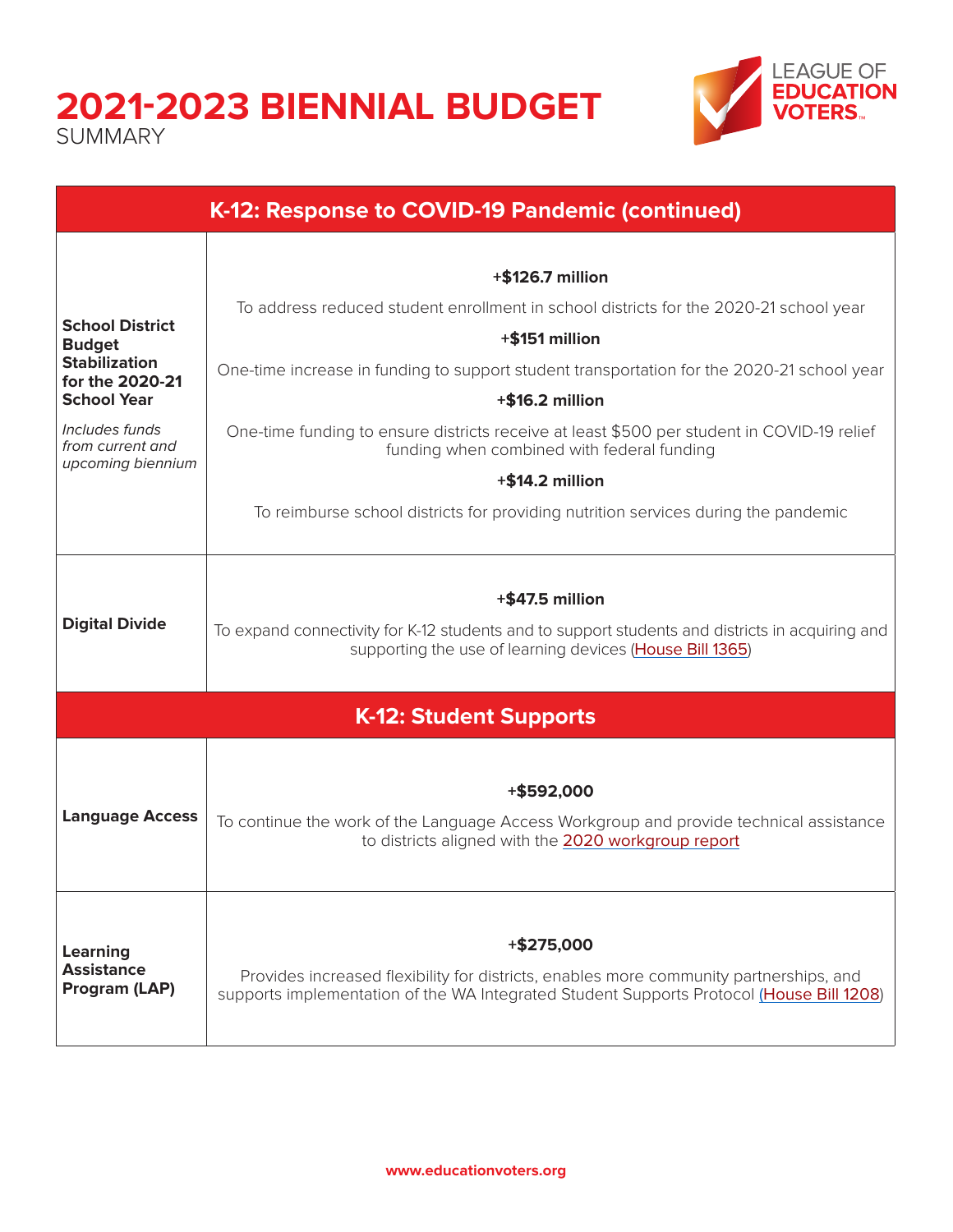# 2021-2023 BIENNIAL BUDGET
SUMMARY

LEAGUE OF EDUCATION VOTERS

## K-12: Response to COVID-19 Pandemic (continued)

| | |
|---|---|
| **School District Budget Stabilization for the 2020-21 School Year** *Includes funds from current and upcoming biennium* | **+$126.7 million** To address reduced student enrollment in school districts for the 2020-21 school year **+$151 million** One-time increase in funding to support student transportation for the 2020-21 school year **+$16.2 million** One-time funding to ensure districts receive at least $500 per student in COVID-19 relief funding when combined with federal funding **+$14.2 million** To reimburse school districts for providing nutrition services during the pandemic |
| **Digital Divide** | **+$47.5 million** To expand connectivity for K-12 students and to support students and districts in acquiring and supporting the use of learning devices (House Bill 1365) |

## K-12: Student Supports

| | |
|---|---|
| **Language Access** | **+$592,000** To continue the work of the Language Access Workgroup and provide technical assistance to districts aligned with the 2020 workgroup report |
| **Learning Assistance Program (LAP)** | **+$275,000** Provides increased flexibility for districts, enables more community partnerships, and supports implementation of the WA Integrated Student Supports Protocol (House Bill 1208) |

www.educationvoters.org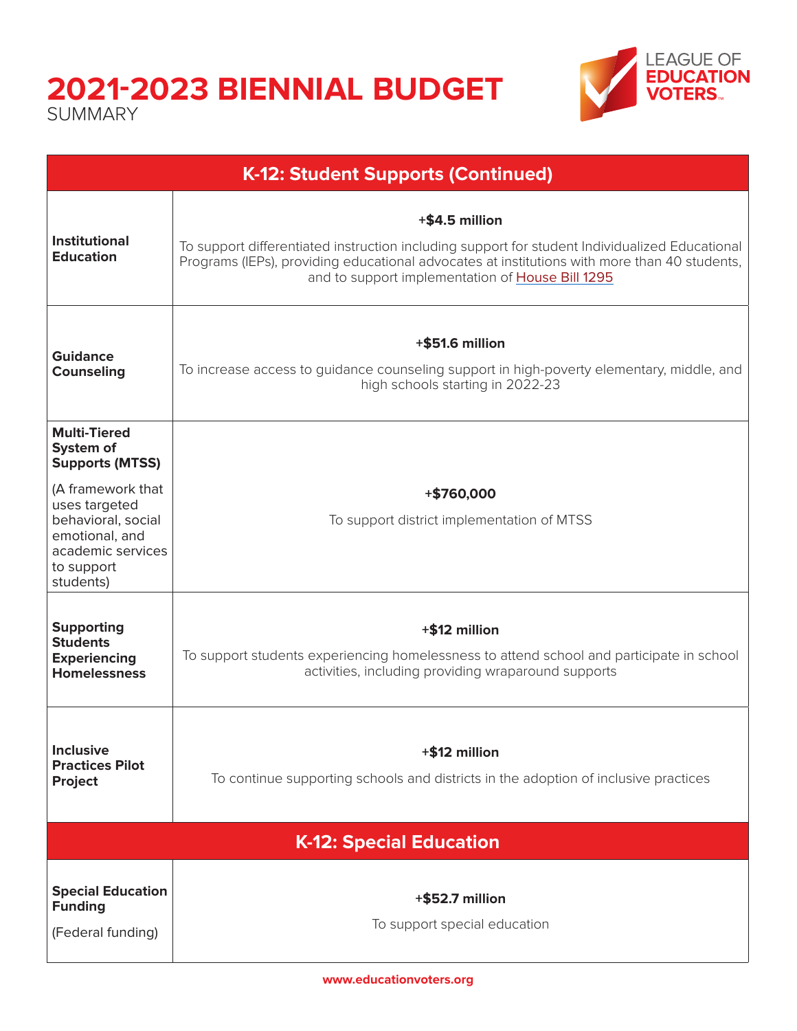# 2021-2023 BIENNIAL BUDGET

SUMMARY

| K-12: Student Supports (Continued) | |
|---|---|
| **Institutional Education** | **+$4.5 million**<br>To support differentiated instruction including support for student Individualized Educational Programs (IEPs), providing educational advocates at institutions with more than 40 students, and to support implementation of House Bill 1295 |
| **Guidance Counseling** | **+$51.6 million**<br>To increase access to guidance counseling support in high-poverty elementary, middle, and high schools starting in 2022-23 |
| **Multi-Tiered System of Supports (MTSS)**<br>(A framework that uses targeted behavioral, social emotional, and academic services to support students) | **+$760,000**<br>To support district implementation of MTSS |
| **Supporting Students Experiencing Homelessness** | **+$12 million**<br>To support students experiencing homelessness to attend school and participate in school activities, including providing wraparound supports |
| **Inclusive Practices Pilot Project** | **+$12 million**<br>To continue supporting schools and districts in the adoption of inclusive practices |

| K-12: Special Education | |
|---|---|
| **Special Education Funding**<br>(Federal funding) | **+$52.7 million**<br>To support special education |

www.educationvoters.org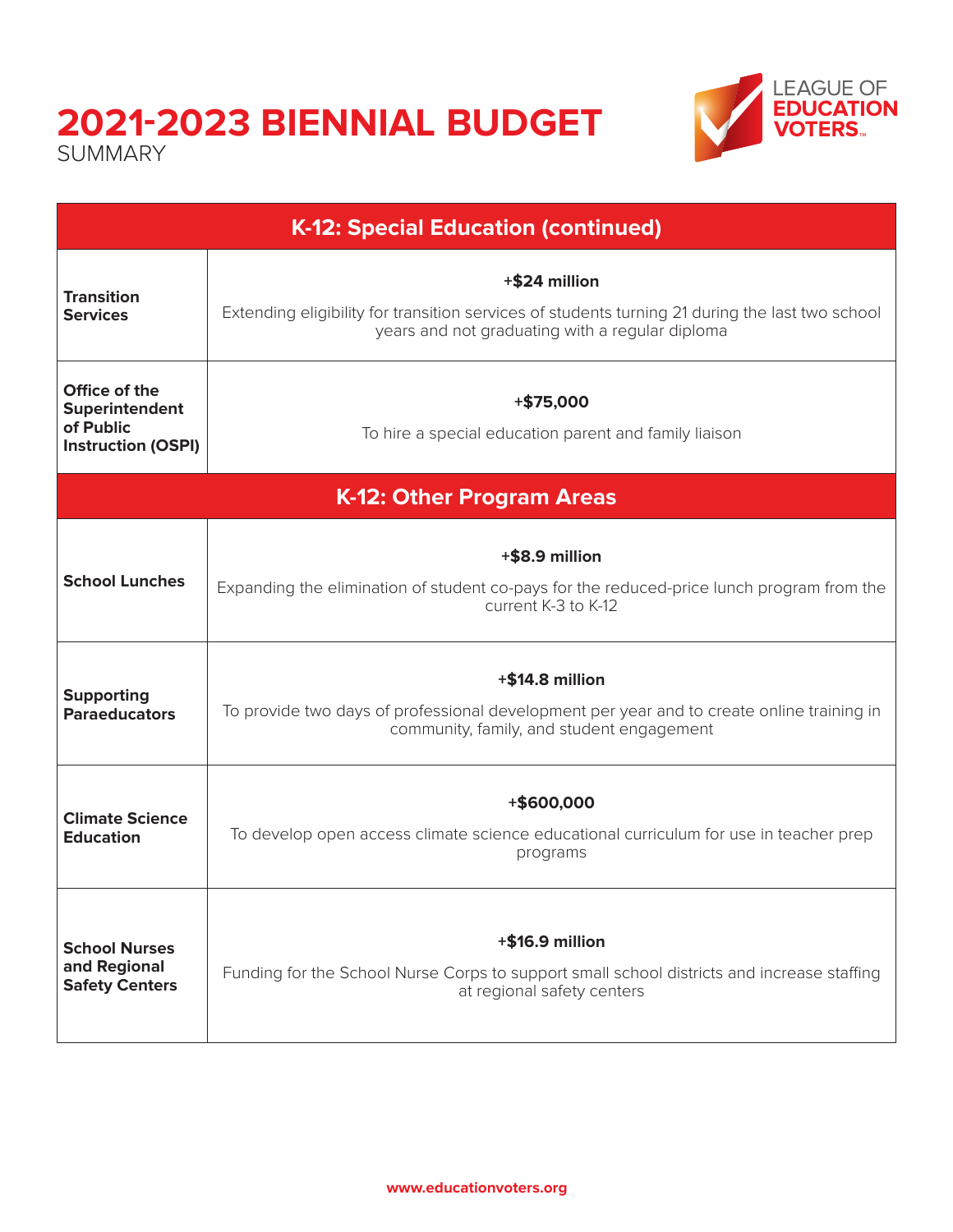# 2021-2023 BIENNIAL BUDGET

SUMMARY

| K-12: Special Education (continued) | |
|---|---|
| **Transition Services** | **+$24 million**<br>Extending eligibility for transition services of students turning 21 during the last two school years and not graduating with a regular diploma |
| **Office of the Superintendent of Public Instruction (OSPI)** | **+$75,000**<br>To hire a special education parent and family liaison |
| **K-12: Other Program Areas** | |
| **School Lunches** | **+$8.9 million**<br>Expanding the elimination of student co-pays for the reduced-price lunch program from the current K-3 to K-12 |
| **Supporting Paraeducators** | **+$14.8 million**<br>To provide two days of professional development per year and to create online training in community, family, and student engagement |
| **Climate Science Education** | **+$600,000**<br>To develop open access climate science educational curriculum for use in teacher prep programs |
| **School Nurses and Regional Safety Centers** | **+$16.9 million**<br>Funding for the School Nurse Corps to support small school districts and increase staffing at regional safety centers |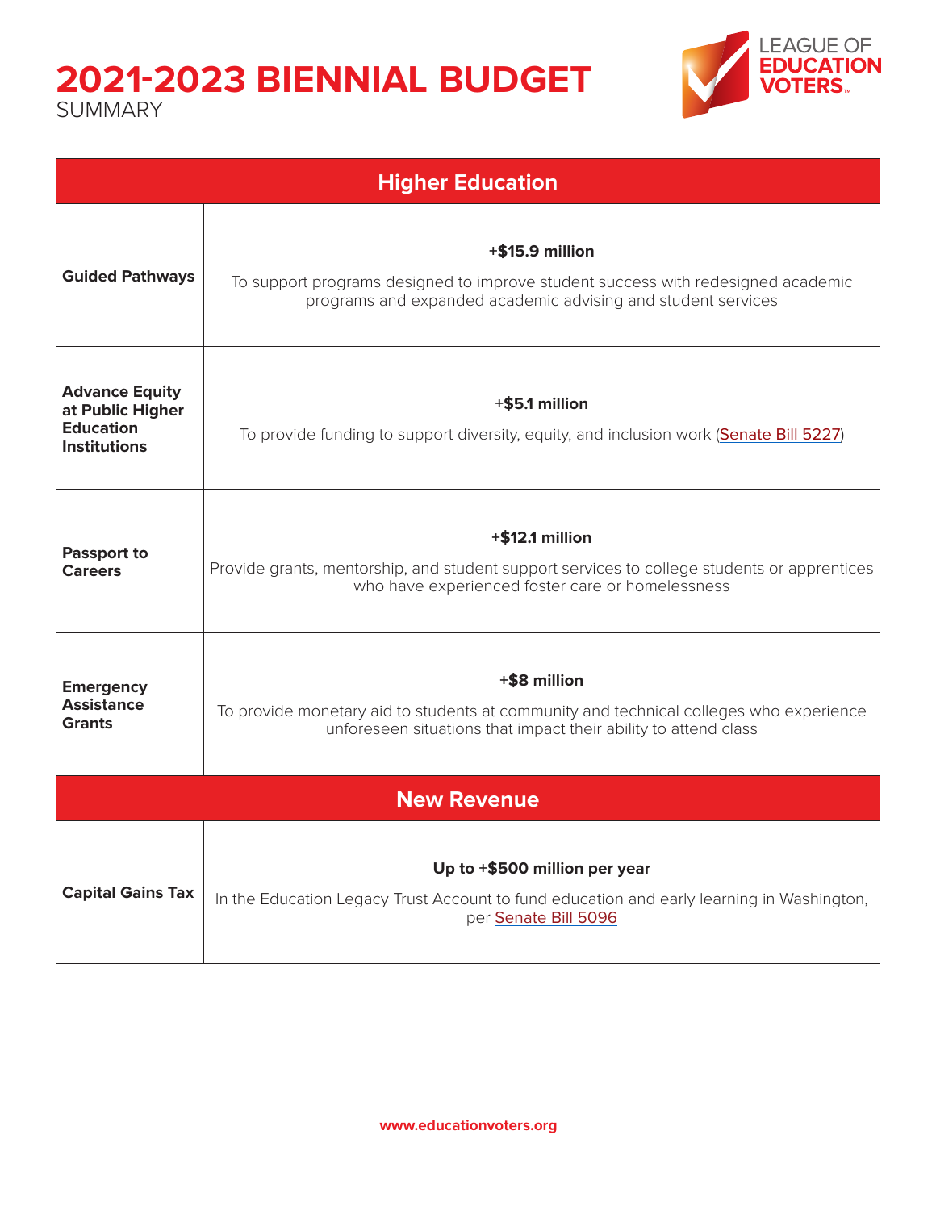# 2021-2023 BIENNIAL BUDGET

SUMMARY

| Higher Education | |
|---|---|
| **Guided Pathways** | **+$15.9 million**<br>To support programs designed to improve student success with redesigned academic programs and expanded academic advising and student services |
| **Advance Equity at Public Higher Education Institutions** | **+$5.1 million**<br>To provide funding to support diversity, equity, and inclusion work (Senate Bill 5227) |
| **Passport to Careers** | **+$12.1 million**<br>Provide grants, mentorship, and student support services to college students or apprentices who have experienced foster care or homelessness |
| **Emergency Assistance Grants** | **+$8 million**<br>To provide monetary aid to students at community and technical colleges who experience unforeseen situations that impact their ability to attend class |
| **New Revenue** | |
| **Capital Gains Tax** | **Up to +$500 million per year**<br>In the Education Legacy Trust Account to fund education and early learning in Washington, per Senate Bill 5096 |